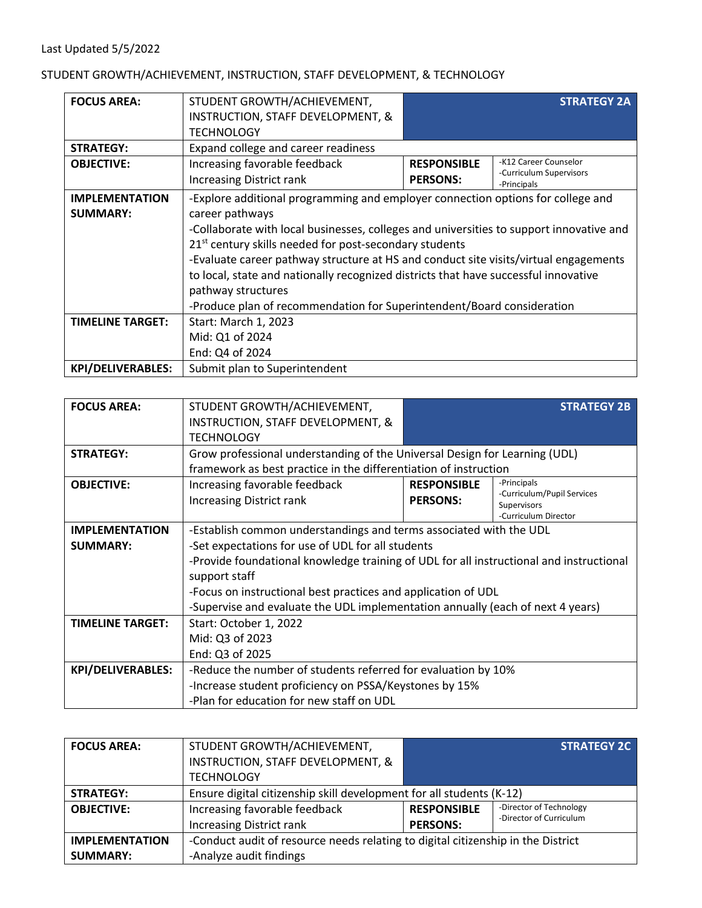Last Updated 5/5/2022

STUDENT GROWTH/ACHIEVEMENT, INSTRUCTION, STAFF DEVELOPMENT, & TECHNOLOGY

| **FOCUS AREA:** | STUDENT GROWTH/ACHIEVEMENT, INSTRUCTION, STAFF DEVELOPMENT, & TECHNOLOGY | | **STRATEGY 2A** |
|---|---|---|---|
| **STRATEGY:** | Expand college and career readiness | | |
| **OBJECTIVE:** | Increasing favorable feedback<br>Increasing District rank | **RESPONSIBLE PERSONS:** | -K12 Career Counselor<br>-Curriculum Supervisors<br>-Principals |
| **IMPLEMENTATION SUMMARY:** | -Explore additional programming and employer connection options for college and career pathways<br>-Collaborate with local businesses, colleges and universities to support innovative and 21st century skills needed for post-secondary students<br>-Evaluate career pathway structure at HS and conduct site visits/virtual engagements to local, state and nationally recognized districts that have successful innovative pathway structures<br>-Produce plan of recommendation for Superintendent/Board consideration | | |
| **TIMELINE TARGET:** | Start: March 1, 2023<br>Mid: Q1 of 2024<br>End: Q4 of 2024 | | |
| **KPI/DELIVERABLES:** | Submit plan to Superintendent | | |

| **FOCUS AREA:** | STUDENT GROWTH/ACHIEVEMENT, INSTRUCTION, STAFF DEVELOPMENT, & TECHNOLOGY | | **STRATEGY 2B** |
|---|---|---|---|
| **STRATEGY:** | Grow professional understanding of the Universal Design for Learning (UDL) framework as best practice in the differentiation of instruction | | |
| **OBJECTIVE:** | Increasing favorable feedback<br>Increasing District rank | **RESPONSIBLE PERSONS:** | -Principals<br>-Curriculum/Pupil Services Supervisors<br>-Curriculum Director |
| **IMPLEMENTATION SUMMARY:** | -Establish common understandings and terms associated with the UDL<br>-Set expectations for use of UDL for all students<br>-Provide foundational knowledge training of UDL for all instructional and instructional support staff<br>-Focus on instructional best practices and application of UDL<br>-Supervise and evaluate the UDL implementation annually (each of next 4 years) | | |
| **TIMELINE TARGET:** | Start: October 1, 2022<br>Mid: Q3 of 2023<br>End: Q3 of 2025 | | |
| **KPI/DELIVERABLES:** | -Reduce the number of students referred for evaluation by 10%<br>-Increase student proficiency on PSSA/Keystones by 15%<br>-Plan for education for new staff on UDL | | |

| **FOCUS AREA:** | STUDENT GROWTH/ACHIEVEMENT, INSTRUCTION, STAFF DEVELOPMENT, & TECHNOLOGY | | **STRATEGY 2C** |
|---|---|---|---|
| **STRATEGY:** | Ensure digital citizenship skill development for all students (K-12) | | |
| **OBJECTIVE:** | Increasing favorable feedback<br>Increasing District rank | **RESPONSIBLE PERSONS:** | -Director of Technology<br>-Director of Curriculum |
| **IMPLEMENTATION SUMMARY:** | -Conduct audit of resource needs relating to digital citizenship in the District<br>-Analyze audit findings | | |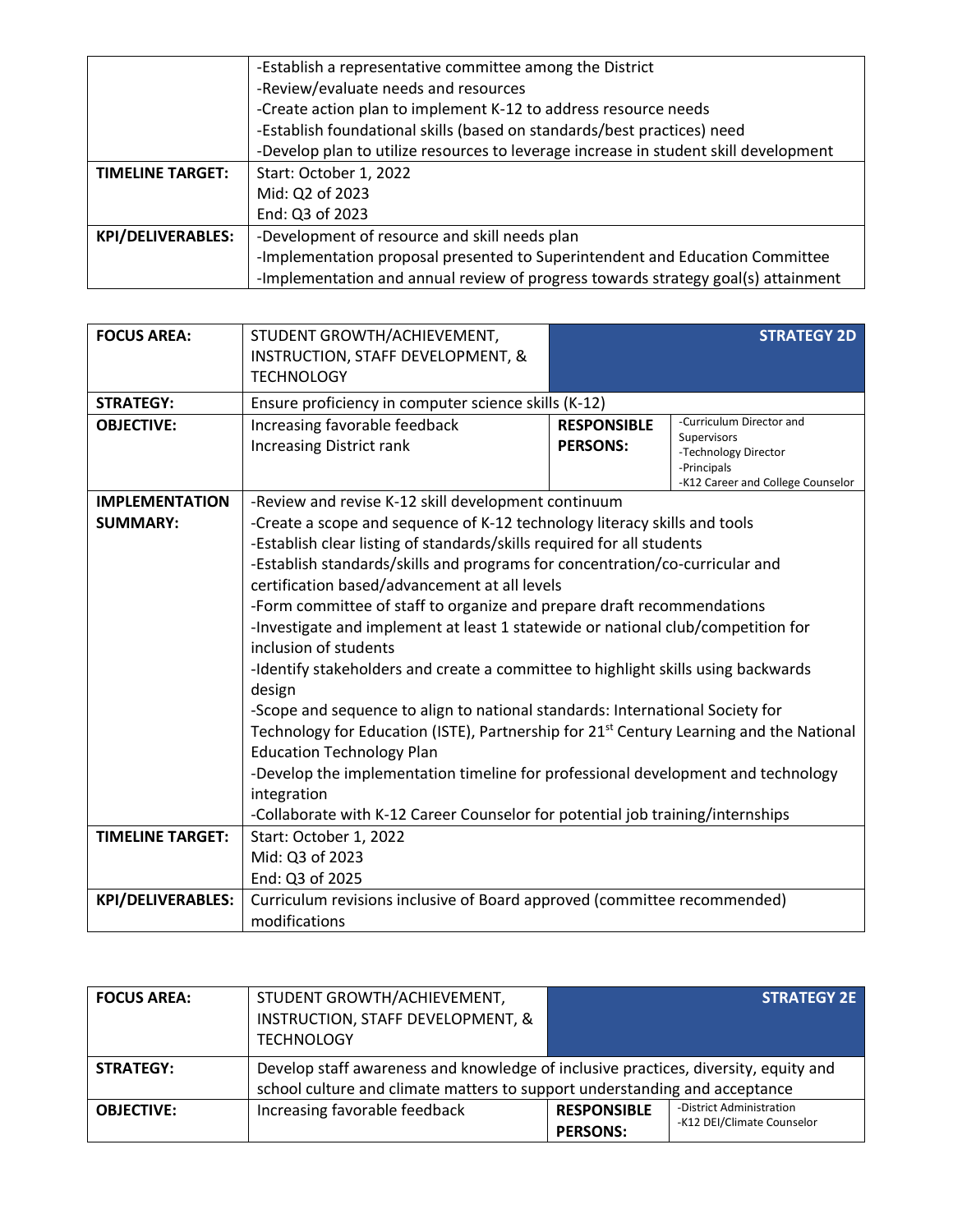| | |
|---|---|
| | -Establish a representative committee among the District<br>-Review/evaluate needs and resources<br>-Create action plan to implement K-12 to address resource needs<br>-Establish foundational skills (based on standards/best practices) need<br>-Develop plan to utilize resources to leverage increase in student skill development |
| **TIMELINE TARGET:** | Start: October 1, 2022<br>Mid: Q2 of 2023<br>End: Q3 of 2023 |
| **KPI/DELIVERABLES:** | -Development of resource and skill needs plan<br>-Implementation proposal presented to Superintendent and Education Committee<br>-Implementation and annual review of progress towards strategy goal(s) attainment |

| **FOCUS AREA:** | STUDENT GROWTH/ACHIEVEMENT, INSTRUCTION, STAFF DEVELOPMENT, & TECHNOLOGY | **STRATEGY 2D** | |
|---|---|---|---|
| **STRATEGY:** | Ensure proficiency in computer science skills (K-12) | | |
| **OBJECTIVE:** | Increasing favorable feedback<br>Increasing District rank | **RESPONSIBLE PERSONS:** | -Curriculum Director and Supervisors<br>-Technology Director<br>-Principals<br>-K12 Career and College Counselor |
| **IMPLEMENTATION SUMMARY:** | -Review and revise K-12 skill development continuum<br>-Create a scope and sequence of K-12 technology literacy skills and tools<br>-Establish clear listing of standards/skills required for all students<br>-Establish standards/skills and programs for concentration/co-curricular and certification based/advancement at all levels<br>-Form committee of staff to organize and prepare draft recommendations<br>-Investigate and implement at least 1 statewide or national club/competition for inclusion of students<br>-Identify stakeholders and create a committee to highlight skills using backwards design<br>-Scope and sequence to align to national standards: International Society for Technology for Education (ISTE), Partnership for 21st Century Learning and the National Education Technology Plan<br>-Develop the implementation timeline for professional development and technology integration<br>-Collaborate with K-12 Career Counselor for potential job training/internships | | |
| **TIMELINE TARGET:** | Start: October 1, 2022<br>Mid: Q3 of 2023<br>End: Q3 of 2025 | | |
| **KPI/DELIVERABLES:** | Curriculum revisions inclusive of Board approved (committee recommended) modifications | | |

| **FOCUS AREA:** | STUDENT GROWTH/ACHIEVEMENT, INSTRUCTION, STAFF DEVELOPMENT, & TECHNOLOGY | **STRATEGY 2E** | |
|---|---|---|---|
| **STRATEGY:** | Develop staff awareness and knowledge of inclusive practices, diversity, equity and school culture and climate matters to support understanding and acceptance | | |
| **OBJECTIVE:** | Increasing favorable feedback | **RESPONSIBLE PERSONS:** | -District Administration<br>-K12 DEI/Climate Counselor |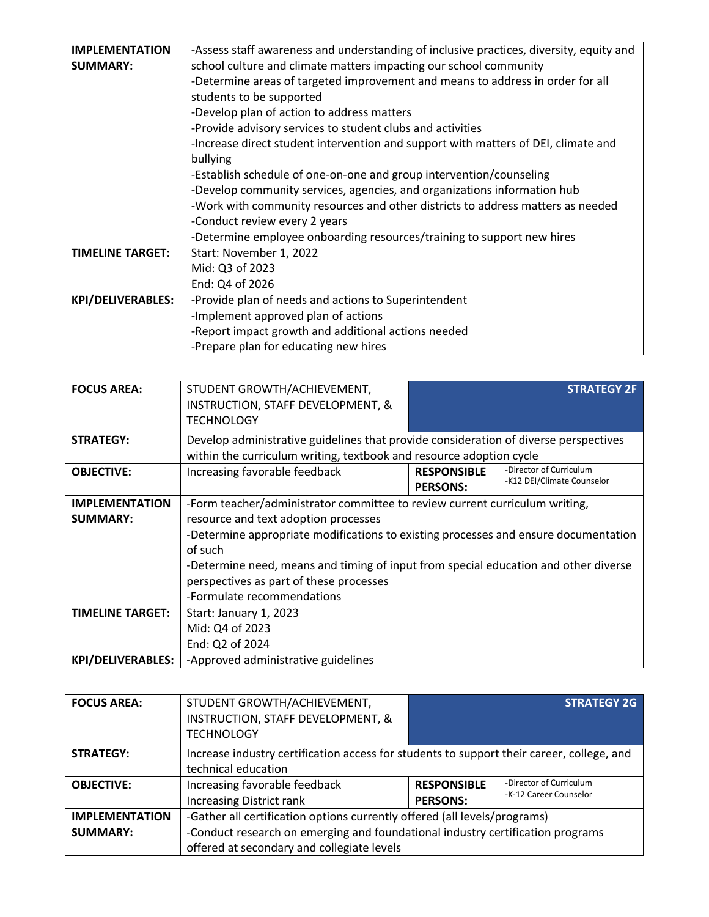| | |
|---|---|
| **IMPLEMENTATION SUMMARY:** | -Assess staff awareness and understanding of inclusive practices, diversity, equity and school culture and climate matters impacting our school community<br>-Determine areas of targeted improvement and means to address in order for all students to be supported<br>-Develop plan of action to address matters<br>-Provide advisory services to student clubs and activities<br>-Increase direct student intervention and support with matters of DEI, climate and bullying<br>-Establish schedule of one-on-one and group intervention/counseling<br>-Develop community services, agencies, and organizations information hub<br>-Work with community resources and other districts to address matters as needed<br>-Conduct review every 2 years<br>-Determine employee onboarding resources/training to support new hires |
| **TIMELINE TARGET:** | Start: November 1, 2022<br>Mid: Q3 of 2023<br>End: Q4 of 2026 |
| **KPI/DELIVERABLES:** | -Provide plan of needs and actions to Superintendent<br>-Implement approved plan of actions<br>-Report impact growth and additional actions needed<br>-Prepare plan for educating new hires |

| | | | |
|---|---|---|---|
| **FOCUS AREA:** | STUDENT GROWTH/ACHIEVEMENT, INSTRUCTION, STAFF DEVELOPMENT, & TECHNOLOGY | | **STRATEGY 2F** |
| **STRATEGY:** | Develop administrative guidelines that provide consideration of diverse perspectives within the curriculum writing, textbook and resource adoption cycle | | |
| **OBJECTIVE:** | Increasing favorable feedback | **RESPONSIBLE PERSONS:** | -Director of Curriculum<br>-K12 DEI/Climate Counselor |
| **IMPLEMENTATION SUMMARY:** | -Form teacher/administrator committee to review current curriculum writing, resource and text adoption processes<br>-Determine appropriate modifications to existing processes and ensure documentation of such<br>-Determine need, means and timing of input from special education and other diverse perspectives as part of these processes<br>-Formulate recommendations | | |
| **TIMELINE TARGET:** | Start: January 1, 2023<br>Mid: Q4 of 2023<br>End: Q2 of 2024 | | |
| **KPI/DELIVERABLES:** | -Approved administrative guidelines | | |

| | | | |
|---|---|---|---|
| **FOCUS AREA:** | STUDENT GROWTH/ACHIEVEMENT, INSTRUCTION, STAFF DEVELOPMENT, & TECHNOLOGY | | **STRATEGY 2G** |
| **STRATEGY:** | Increase industry certification access for students to support their career, college, and technical education | | |
| **OBJECTIVE:** | Increasing favorable feedback<br>Increasing District rank | **RESPONSIBLE PERSONS:** | -Director of Curriculum<br>-K-12 Career Counselor |
| **IMPLEMENTATION SUMMARY:** | -Gather all certification options currently offered (all levels/programs)<br>-Conduct research on emerging and foundational industry certification programs offered at secondary and collegiate levels | | |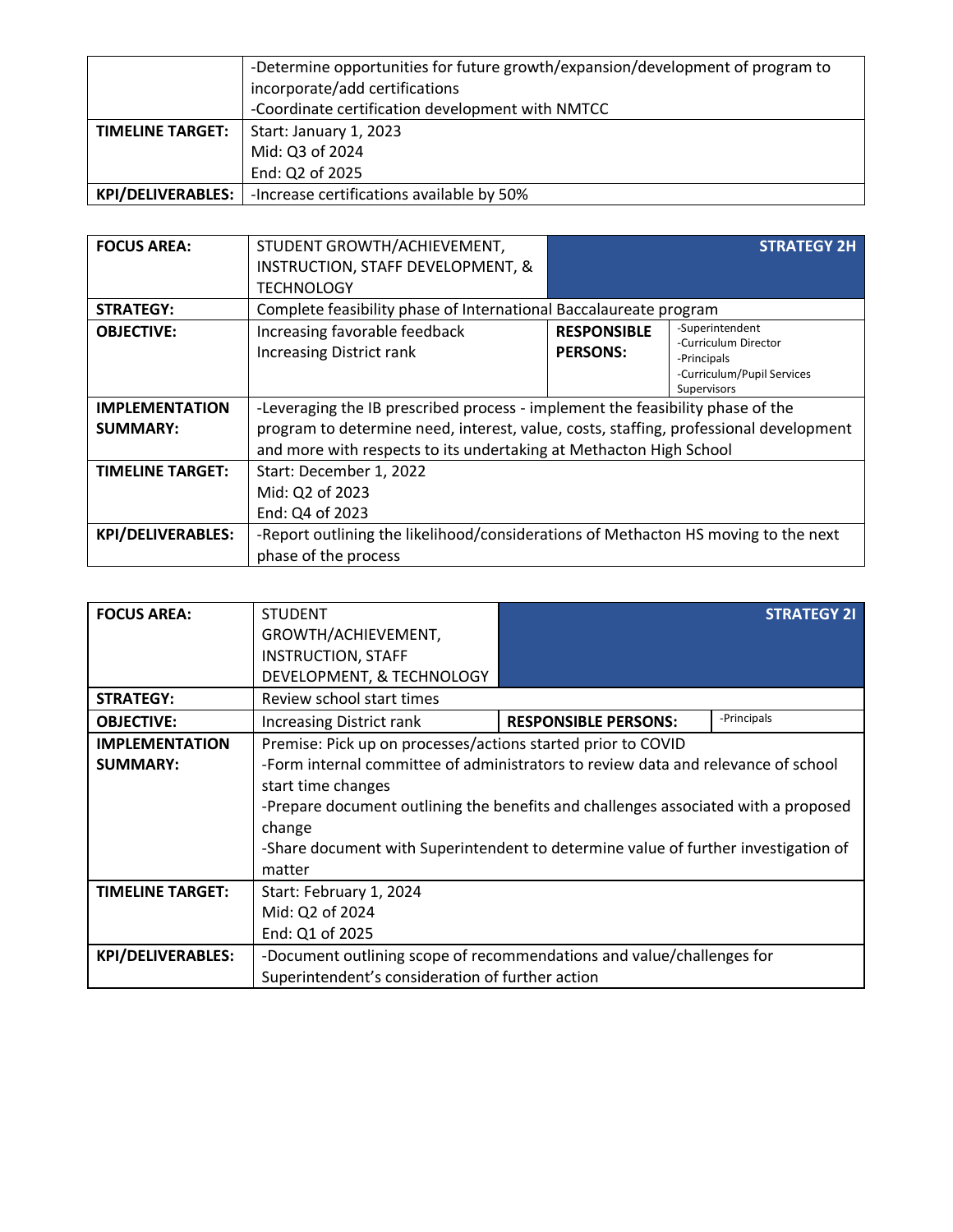| | |
|---|---|
| | -Determine opportunities for future growth/expansion/development of program to incorporate/add certifications<br>-Coordinate certification development with NMTCC |
| **TIMELINE TARGET:** | Start: January 1, 2023<br>Mid: Q3 of 2024<br>End: Q2 of 2025 |
| **KPI/DELIVERABLES:** | -Increase certifications available by 50% |

| **FOCUS AREA:** | STUDENT GROWTH/ACHIEVEMENT, INSTRUCTION, STAFF DEVELOPMENT, & TECHNOLOGY | **STRATEGY 2H** | |
|---|---|---|---|
| **STRATEGY:** | Complete feasibility phase of International Baccalaureate program | | |
| **OBJECTIVE:** | Increasing favorable feedback<br>Increasing District rank | **RESPONSIBLE PERSONS:** | -Superintendent<br>-Curriculum Director<br>-Principals<br>-Curriculum/Pupil Services Supervisors |
| **IMPLEMENTATION SUMMARY:** | -Leveraging the IB prescribed process - implement the feasibility phase of the program to determine need, interest, value, costs, staffing, professional development and more with respects to its undertaking at Methacton High School | | |
| **TIMELINE TARGET:** | Start: December 1, 2022<br>Mid: Q2 of 2023<br>End: Q4 of 2023 | | |
| **KPI/DELIVERABLES:** | -Report outlining the likelihood/considerations of Methacton HS moving to the next phase of the process | | |

| **FOCUS AREA:** | STUDENT GROWTH/ACHIEVEMENT, INSTRUCTION, STAFF DEVELOPMENT, & TECHNOLOGY | **STRATEGY 2I** | |
|---|---|---|---|
| **STRATEGY:** | Review school start times | | |
| **OBJECTIVE:** | Increasing District rank | **RESPONSIBLE PERSONS:** | -Principals |
| **IMPLEMENTATION SUMMARY:** | Premise: Pick up on processes/actions started prior to COVID<br>-Form internal committee of administrators to review data and relevance of school start time changes<br>-Prepare document outlining the benefits and challenges associated with a proposed change<br>-Share document with Superintendent to determine value of further investigation of matter | | |
| **TIMELINE TARGET:** | Start: February 1, 2024<br>Mid: Q2 of 2024<br>End: Q1 of 2025 | | |
| **KPI/DELIVERABLES:** | -Document outlining scope of recommendations and value/challenges for Superintendent's consideration of further action | | |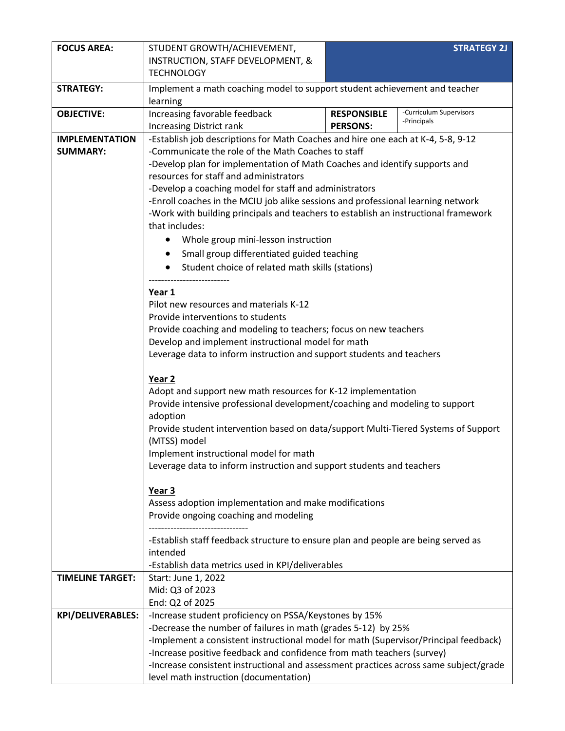| FOCUS AREA: | STUDENT GROWTH/ACHIEVEMENT, INSTRUCTION, STAFF DEVELOPMENT, & TECHNOLOGY | | **STRATEGY 2J** |
|---|---|---|---|
| **STRATEGY:** | Implement a math coaching model to support student achievement and teacher learning | | |
| **OBJECTIVE:** | Increasing favorable feedback<br>Increasing District rank | **RESPONSIBLE PERSONS:** | -Curriculum Supervisors<br>-Principals |
| **IMPLEMENTATION SUMMARY:** | -Establish job descriptions for Math Coaches and hire one each at K-4, 5-8, 9-12<br>-Communicate the role of the Math Coaches to staff<br>-Develop plan for implementation of Math Coaches and identify supports and resources for staff and administrators<br>-Develop a coaching model for staff and administrators<br>-Enroll coaches in the MCIU job alike sessions and professional learning network<br>-Work with building principals and teachers to establish an instructional framework that includes:<br>• Whole group mini-lesson instruction<br>• Small group differentiated guided teaching<br>• Student choice of related math skills (stations)<br>-------------------------<br>**Year 1**<br>Pilot new resources and materials K-12<br>Provide interventions to students<br>Provide coaching and modeling to teachers; focus on new teachers<br>Develop and implement instructional model for math<br>Leverage data to inform instruction and support students and teachers<br><br>**Year 2**<br>Adopt and support new math resources for K-12 implementation<br>Provide intensive professional development/coaching and modeling to support adoption<br>Provide student intervention based on data/support Multi-Tiered Systems of Support (MTSS) model<br>Implement instructional model for math<br>Leverage data to inform instruction and support students and teachers<br><br>**Year 3**<br>Assess adoption implementation and make modifications<br>Provide ongoing coaching and modeling<br>-------------------------------<br>-Establish staff feedback structure to ensure plan and people are being served as intended<br>-Establish data metrics used in KPI/deliverables | | |
| **TIMELINE TARGET:** | Start: June 1, 2022<br>Mid: Q3 of 2023<br>End: Q2 of 2025 | | |
| **KPI/DELIVERABLES:** | -Increase student proficiency on PSSA/Keystones by 15%<br>-Decrease the number of failures in math (grades 5-12) by 25%<br>-Implement a consistent instructional model for math (Supervisor/Principal feedback)<br>-Increase positive feedback and confidence from math teachers (survey)<br>-Increase consistent instructional and assessment practices across same subject/grade level math instruction (documentation) | | |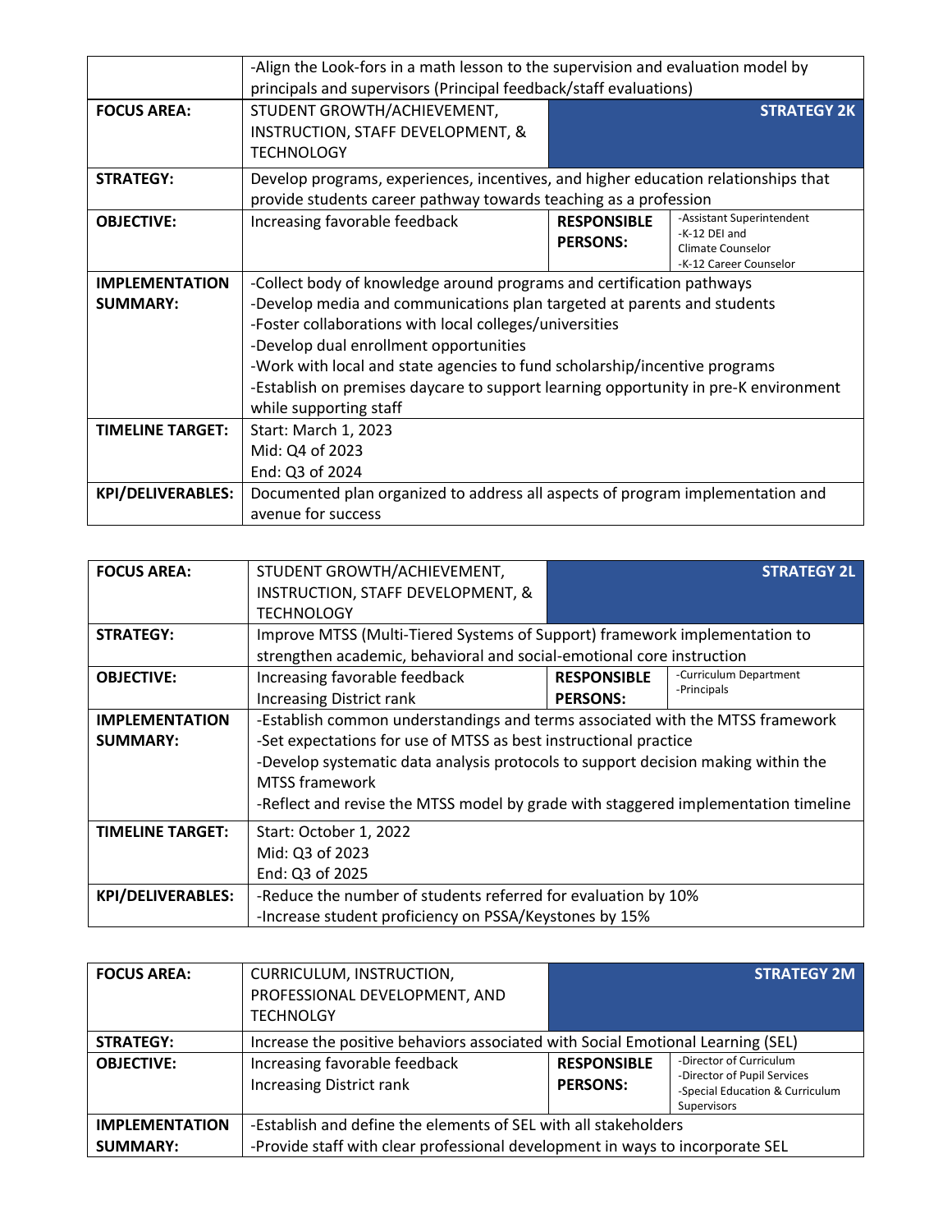| | -Align the Look-fors in a math lesson to the supervision and evaluation model by principals and supervisors (Principal feedback/staff evaluations) | | |
|---|---|---|---|

| **FOCUS AREA:** | STUDENT GROWTH/ACHIEVEMENT, INSTRUCTION, STAFF DEVELOPMENT, & TECHNOLOGY | **STRATEGY 2K** | |
|---|---|---|---|
| **STRATEGY:** | Develop programs, experiences, incentives, and higher education relationships that provide students career pathway towards teaching as a profession | | |
| **OBJECTIVE:** | Increasing favorable feedback | **RESPONSIBLE PERSONS:** | -Assistant Superintendent<br>-K-12 DEI and Climate Counselor<br>-K-12 Career Counselor |
| **IMPLEMENTATION SUMMARY:** | -Collect body of knowledge around programs and certification pathways<br>-Develop media and communications plan targeted at parents and students<br>-Foster collaborations with local colleges/universities<br>-Develop dual enrollment opportunities<br>-Work with local and state agencies to fund scholarship/incentive programs<br>-Establish on premises daycare to support learning opportunity in pre-K environment while supporting staff | | |
| **TIMELINE TARGET:** | Start: March 1, 2023<br>Mid: Q4 of 2023<br>End: Q3 of 2024 | | |
| **KPI/DELIVERABLES:** | Documented plan organized to address all aspects of program implementation and avenue for success | | |

| **FOCUS AREA:** | STUDENT GROWTH/ACHIEVEMENT, INSTRUCTION, STAFF DEVELOPMENT, & TECHNOLOGY | **STRATEGY 2L** | |
|---|---|---|---|
| **STRATEGY:** | Improve MTSS (Multi-Tiered Systems of Support) framework implementation to strengthen academic, behavioral and social-emotional core instruction | | |
| **OBJECTIVE:** | Increasing favorable feedback<br>Increasing District rank | **RESPONSIBLE PERSONS:** | -Curriculum Department<br>-Principals |
| **IMPLEMENTATION SUMMARY:** | -Establish common understandings and terms associated with the MTSS framework<br>-Set expectations for use of MTSS as best instructional practice<br>-Develop systematic data analysis protocols to support decision making within the MTSS framework<br>-Reflect and revise the MTSS model by grade with staggered implementation timeline | | |
| **TIMELINE TARGET:** | Start: October 1, 2022<br>Mid: Q3 of 2023<br>End: Q3 of 2025 | | |
| **KPI/DELIVERABLES:** | -Reduce the number of students referred for evaluation by 10%<br>-Increase student proficiency on PSSA/Keystones by 15% | | |

| **FOCUS AREA:** | CURRICULUM, INSTRUCTION, PROFESSIONAL DEVELOPMENT, AND TECHNOLGY | **STRATEGY 2M** | |
|---|---|---|---|
| **STRATEGY:** | Increase the positive behaviors associated with Social Emotional Learning (SEL) | | |
| **OBJECTIVE:** | Increasing favorable feedback<br>Increasing District rank | **RESPONSIBLE PERSONS:** | -Director of Curriculum<br>-Director of Pupil Services<br>-Special Education & Curriculum Supervisors |
| **IMPLEMENTATION SUMMARY:** | -Establish and define the elements of SEL with all stakeholders<br>-Provide staff with clear professional development in ways to incorporate SEL | | |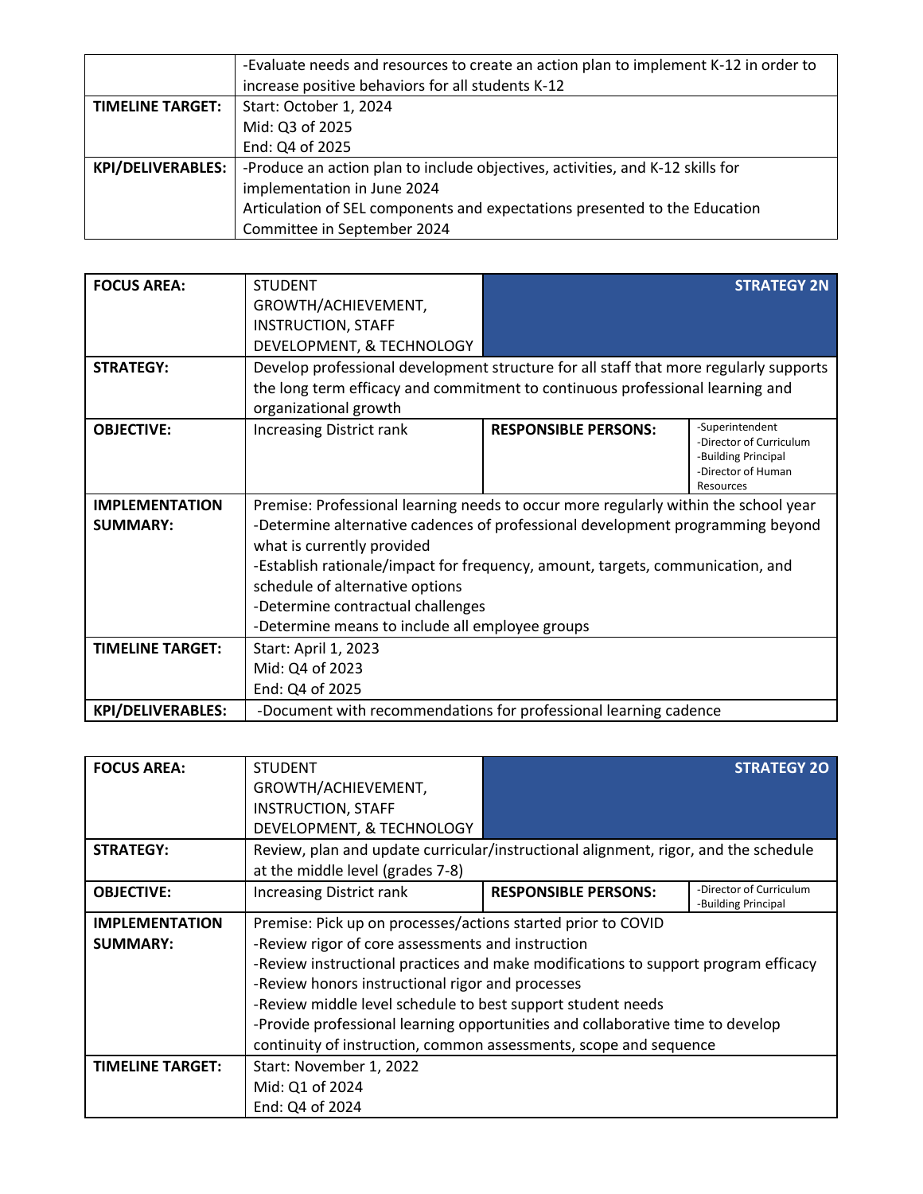| | |
|---|---|
| | -Evaluate needs and resources to create an action plan to implement K-12 in order to increase positive behaviors for all students K-12 |
| **TIMELINE TARGET:** | Start: October 1, 2024<br>Mid: Q3 of 2025<br>End: Q4 of 2025 |
| **KPI/DELIVERABLES:** | -Produce an action plan to include objectives, activities, and K-12 skills for implementation in June 2024<br>Articulation of SEL components and expectations presented to the Education Committee in September 2024 |

| | | | |
|---|---|---|---|
| **FOCUS AREA:** | STUDENT GROWTH/ACHIEVEMENT, INSTRUCTION, STAFF DEVELOPMENT, & TECHNOLOGY | | **STRATEGY 2N** |
| **STRATEGY:** | Develop professional development structure for all staff that more regularly supports the long term efficacy and commitment to continuous professional learning and organizational growth | | |
| **OBJECTIVE:** | Increasing District rank | **RESPONSIBLE PERSONS:** | -Superintendent<br>-Director of Curriculum<br>-Building Principal<br>-Director of Human Resources |
| **IMPLEMENTATION SUMMARY:** | Premise: Professional learning needs to occur more regularly within the school year<br>-Determine alternative cadences of professional development programming beyond what is currently provided<br>-Establish rationale/impact for frequency, amount, targets, communication, and schedule of alternative options<br>-Determine contractual challenges<br>-Determine means to include all employee groups | | |
| **TIMELINE TARGET:** | Start: April 1, 2023<br>Mid: Q4 of 2023<br>End: Q4 of 2025 | | |
| **KPI/DELIVERABLES:** | -Document with recommendations for professional learning cadence | | |

| | | | |
|---|---|---|---|
| **FOCUS AREA:** | STUDENT GROWTH/ACHIEVEMENT, INSTRUCTION, STAFF DEVELOPMENT, & TECHNOLOGY | | **STRATEGY 2O** |
| **STRATEGY:** | Review, plan and update curricular/instructional alignment, rigor, and the schedule at the middle level (grades 7-8) | | |
| **OBJECTIVE:** | Increasing District rank | **RESPONSIBLE PERSONS:** | -Director of Curriculum<br>-Building Principal |
| **IMPLEMENTATION SUMMARY:** | Premise: Pick up on processes/actions started prior to COVID<br>-Review rigor of core assessments and instruction<br>-Review instructional practices and make modifications to support program efficacy<br>-Review honors instructional rigor and processes<br>-Review middle level schedule to best support student needs<br>-Provide professional learning opportunities and collaborative time to develop continuity of instruction, common assessments, scope and sequence | | |
| **TIMELINE TARGET:** | Start: November 1, 2022<br>Mid: Q1 of 2024<br>End: Q4 of 2024 | | |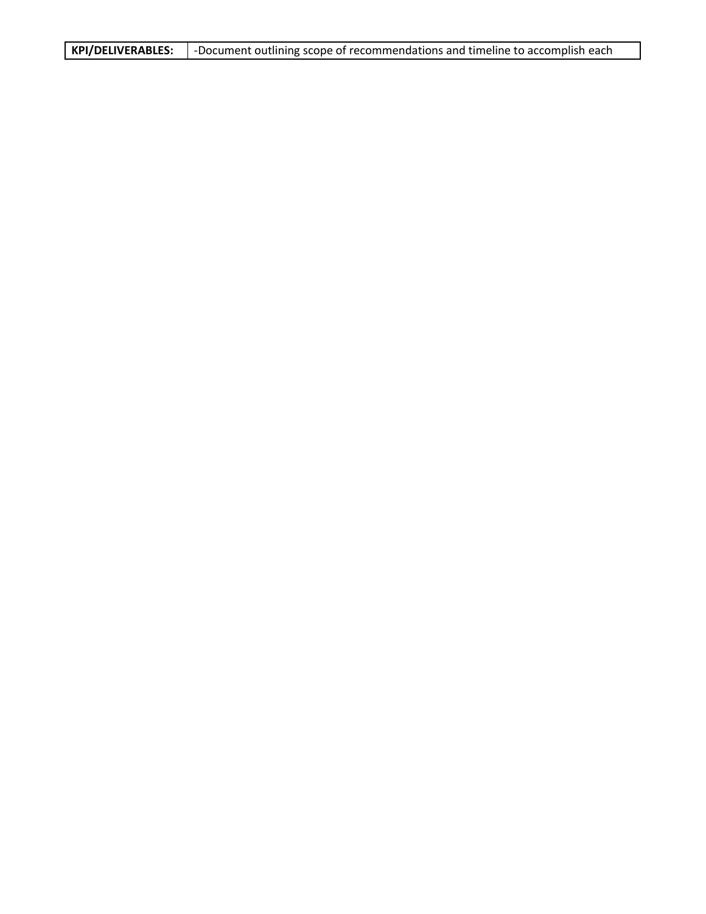| | |
|---|---|
| **KPI/DELIVERABLES:** | -Document outlining scope of recommendations and timeline to accomplish each |